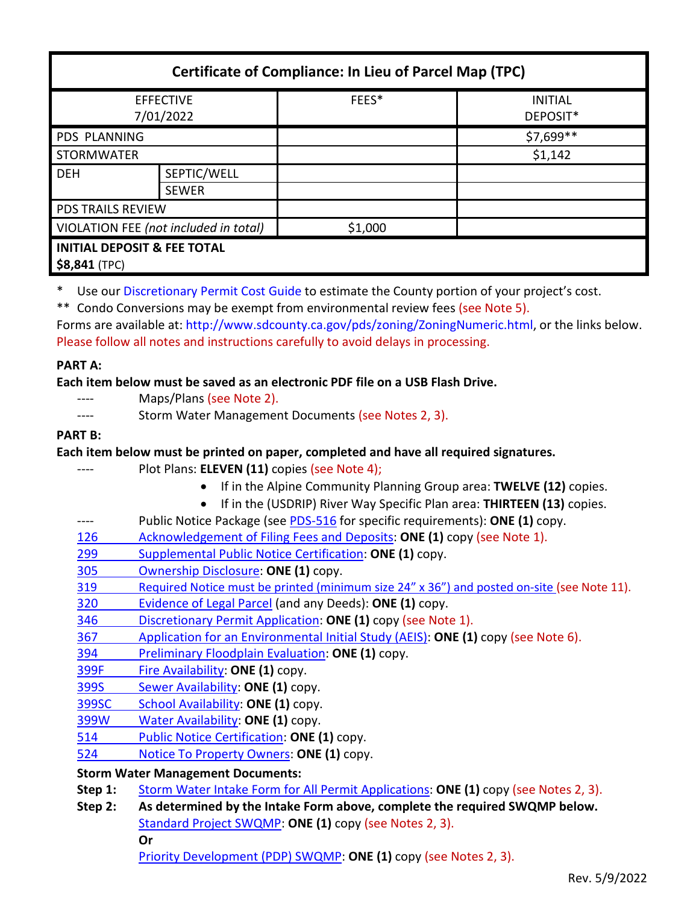| Certificate of Compliance: In Lieu of Parcel Map (TPC) | | | |
|---|---|---|---|
| EFFECTIVE 7/01/2022 | | FEES* | INITIAL DEPOSIT* |
| PDS PLANNING | | | $7,699** |
| STORMWATER | | | $1,142 |
| DEH | SEPTIC/WELL | | |
| | SEWER | | |
| PDS TRAILS REVIEW | | | |
| VIOLATION FEE *(not included in total)* | | $1,000 | |
| **INITIAL DEPOSIT & FEE TOTAL** **$8,841** (TPC) | | | |

\* Use our Discretionary Permit Cost Guide to estimate the County portion of your project's cost.

** Condo Conversions may be exempt from environmental review fees (see Note 5).

Forms are available at: http://www.sdcounty.ca.gov/pds/zoning/ZoningNumeric.html, or the links below.

Please follow all notes and instructions carefully to avoid delays in processing.

**PART A:**

**Each item below must be saved as an electronic PDF file on a USB Flash Drive.**

---- Maps/Plans (see Note 2).

---- Storm Water Management Documents (see Notes 2, 3).

**PART B:**

**Each item below must be printed on paper, completed and have all required signatures.**

---- Plot Plans: **ELEVEN (11)** copies (see Note 4);
- If in the Alpine Community Planning Group area: **TWELVE (12)** copies.
- If in the (USDRIP) River Way Specific Plan area: **THIRTEEN (13)** copies.

---- Public Notice Package (see PDS-516 for specific requirements): **ONE (1)** copy.

126 Acknowledgement of Filing Fees and Deposits: **ONE (1)** copy (see Note 1).

299 Supplemental Public Notice Certification: **ONE (1)** copy.

305 Ownership Disclosure: **ONE (1)** copy.

319 Required Notice must be printed (minimum size 24" x 36") and posted on-site (see Note 11).

320 Evidence of Legal Parcel (and any Deeds): **ONE (1)** copy.

346 Discretionary Permit Application: **ONE (1)** copy (see Note 1).

367 Application for an Environmental Initial Study (AEIS): **ONE (1)** copy (see Note 6).

394 Preliminary Floodplain Evaluation: **ONE (1)** copy.

399F Fire Availability: **ONE (1)** copy.

399S Sewer Availability: **ONE (1)** copy.

399SC School Availability: **ONE (1)** copy.

399W Water Availability: **ONE (1)** copy.

514 Public Notice Certification: **ONE (1)** copy.

524 Notice To Property Owners: **ONE (1)** copy.

**Storm Water Management Documents:**

**Step 1:** Storm Water Intake Form for All Permit Applications: **ONE (1)** copy (see Notes 2, 3).

**Step 2:** **As determined by the Intake Form above, complete the required SWQMP below.**

Standard Project SWQMP: **ONE (1)** copy (see Notes 2, 3).

**Or**

Priority Development (PDP) SWQMP: **ONE (1)** copy (see Notes 2, 3).

Rev. 5/9/2022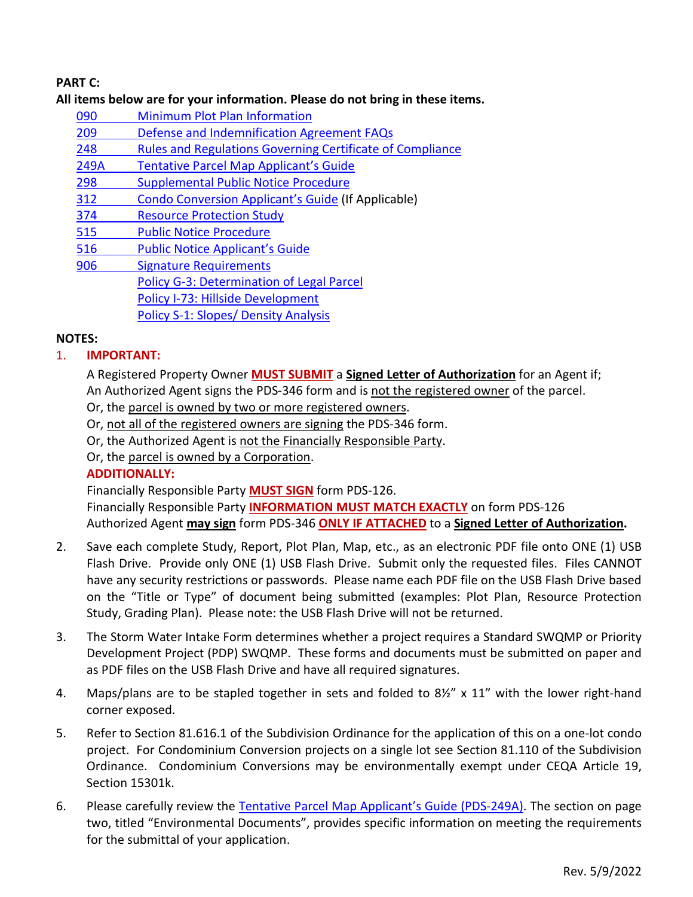**PART C:**

**All items below are for your information. Please do not bring in these items.**

- 090 Minimum Plot Plan Information
- 209 Defense and Indemnification Agreement FAQs
- 248 Rules and Regulations Governing Certificate of Compliance
- 249A Tentative Parcel Map Applicant's Guide
- 298 Supplemental Public Notice Procedure
- 312 Condo Conversion Applicant's Guide (If Applicable)
- 374 Resource Protection Study
- 515 Public Notice Procedure
- 516 Public Notice Applicant's Guide
- 906 Signature Requirements
- Policy G-3: Determination of Legal Parcel
- Policy I-73: Hillside Development
- Policy S-1: Slopes/ Density Analysis

**NOTES:**

1. **IMPORTANT:**

   A Registered Property Owner **MUST SUBMIT** a **Signed Letter of Authorization** for an Agent if;
   An Authorized Agent signs the PDS-346 form and is not the registered owner of the parcel.
   Or, the parcel is owned by two or more registered owners.
   Or, not all of the registered owners are signing the PDS-346 form.
   Or, the Authorized Agent is not the Financially Responsible Party.
   Or, the parcel is owned by a Corporation.

   **ADDITIONALLY:**

   Financially Responsible Party **MUST SIGN** form PDS-126.
   Financially Responsible Party **INFORMATION MUST MATCH EXACTLY** on form PDS-126
   Authorized Agent **may sign** form PDS-346 **ONLY IF ATTACHED** to a **Signed Letter of Authorization.**

2. Save each complete Study, Report, Plot Plan, Map, etc., as an electronic PDF file onto ONE (1) USB Flash Drive. Provide only ONE (1) USB Flash Drive. Submit only the requested files. Files CANNOT have any security restrictions or passwords. Please name each PDF file on the USB Flash Drive based on the "Title or Type" of document being submitted (examples: Plot Plan, Resource Protection Study, Grading Plan). Please note: the USB Flash Drive will not be returned.

3. The Storm Water Intake Form determines whether a project requires a Standard SWQMP or Priority Development Project (PDP) SWQMP. These forms and documents must be submitted on paper and as PDF files on the USB Flash Drive and have all required signatures.

4. Maps/plans are to be stapled together in sets and folded to 8½" x 11" with the lower right-hand corner exposed.

5. Refer to Section 81.616.1 of the Subdivision Ordinance for the application of this on a one-lot condo project. For Condominium Conversion projects on a single lot see Section 81.110 of the Subdivision Ordinance. Condominium Conversions may be environmentally exempt under CEQA Article 19, Section 15301k.

6. Please carefully review the Tentative Parcel Map Applicant's Guide (PDS-249A). The section on page two, titled "Environmental Documents", provides specific information on meeting the requirements for the submittal of your application.

Rev. 5/9/2022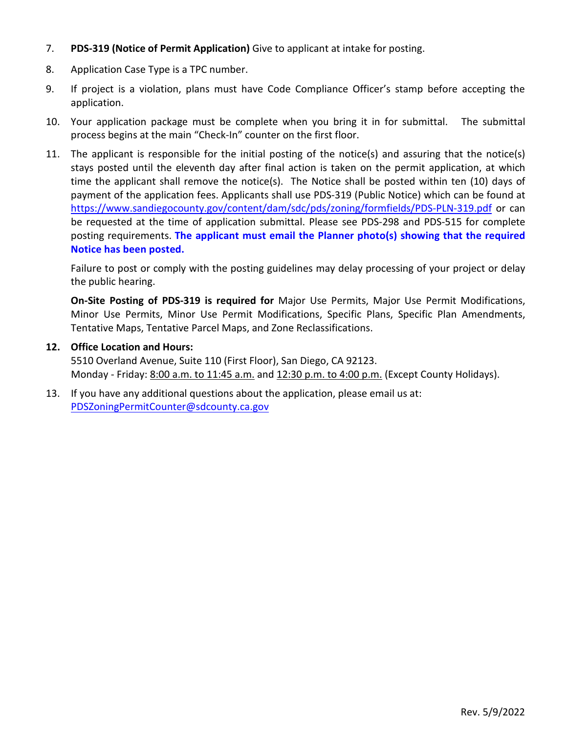7. **PDS-319 (Notice of Permit Application)** Give to applicant at intake for posting.

8. Application Case Type is a TPC number.

9. If project is a violation, plans must have Code Compliance Officer's stamp before accepting the application.

10. Your application package must be complete when you bring it in for submittal. The submittal process begins at the main "Check-In" counter on the first floor.

11. The applicant is responsible for the initial posting of the notice(s) and assuring that the notice(s) stays posted until the eleventh day after final action is taken on the permit application, at which time the applicant shall remove the notice(s). The Notice shall be posted within ten (10) days of payment of the application fees. Applicants shall use PDS-319 (Public Notice) which can be found at [https://www.sandiegocounty.gov/content/dam/sdc/pds/zoning/formfields/PDS-PLN-319.pdf](https://www.sandiegocounty.gov/content/dam/sdc/pds/zoning/formfields/PDS-PLN-319.pdf) or can be requested at the time of application submittal. Please see PDS-298 and PDS-515 for complete posting requirements. **The applicant must email the Planner photo(s) showing that the required Notice has been posted.**

    Failure to post or comply with the posting guidelines may delay processing of your project or delay the public hearing.

    **On-Site Posting of PDS-319 is required for** Major Use Permits, Major Use Permit Modifications, Minor Use Permits, Minor Use Permit Modifications, Specific Plans, Specific Plan Amendments, Tentative Maps, Tentative Parcel Maps, and Zone Reclassifications.

12. **Office Location and Hours:**
    5510 Overland Avenue, Suite 110 (First Floor), San Diego, CA 92123.
    Monday - Friday: 8:00 a.m. to 11:45 a.m. and 12:30 p.m. to 4:00 p.m. (Except County Holidays).

13. If you have any additional questions about the application, please email us at:
    [PDSZoningPermitCounter@sdcounty.ca.gov](mailto:PDSZoningPermitCounter@sdcounty.ca.gov)

Rev. 5/9/2022